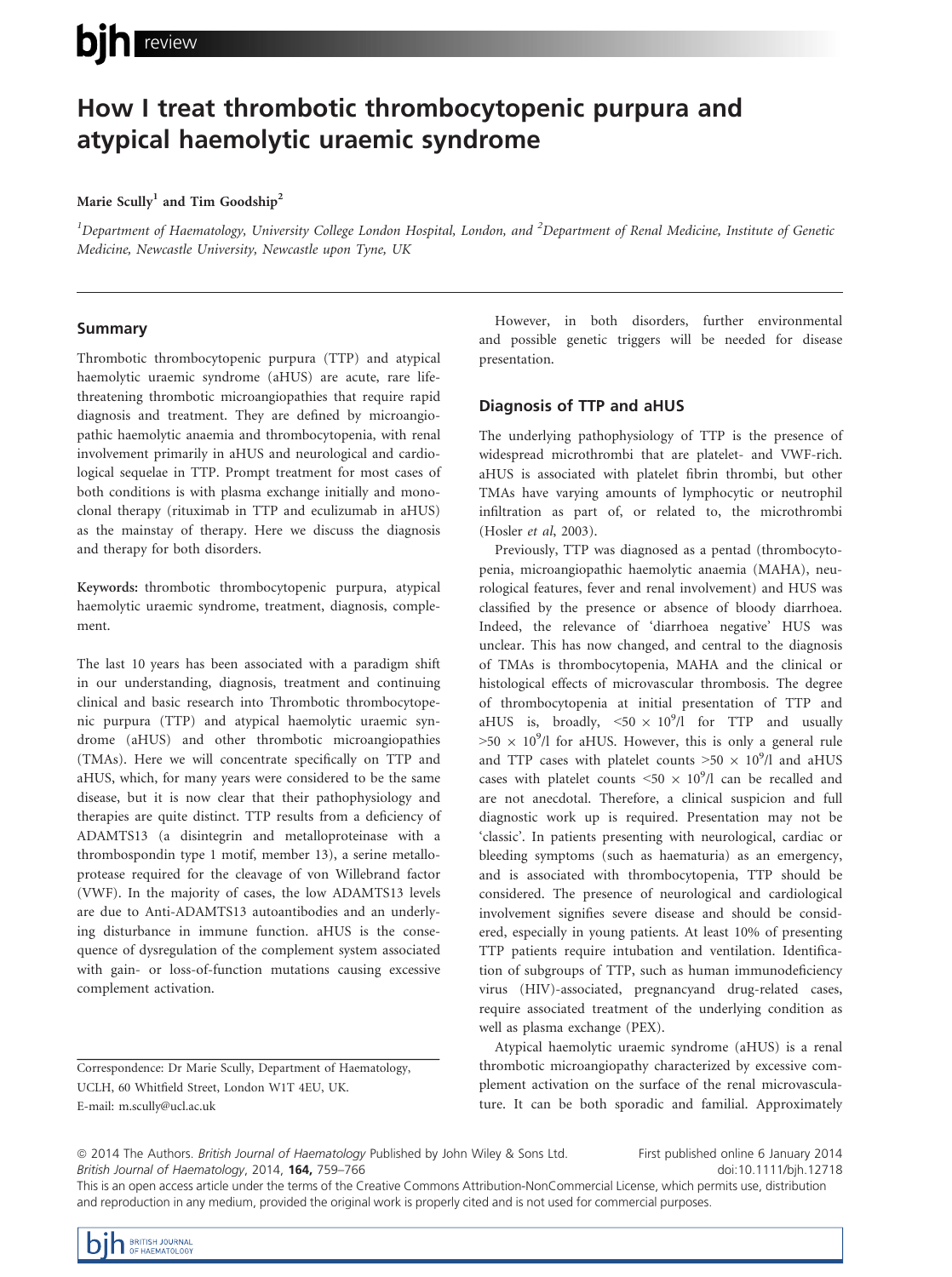# How I treat thrombotic thrombocytopenic purpura and atypical haemolytic uraemic syndrome

**Marie Scully[1] and Tim Goodship[2]**

[1]*Department of Haematology, University College London Hospital, London, and* [2]*Department of Renal Medicine, Institute of Genetic Medicine, Newcastle University, Newcastle upon Tyne, UK*

## Summary

Thrombotic thrombocytopenic purpura (TTP) and atypical haemolytic uraemic syndrome (aHUS) are acute, rare life-threatening thrombotic microangiopathies that require rapid diagnosis and treatment. They are defined by microangiopathic haemolytic anaemia and thrombocytopenia, with renal involvement primarily in aHUS and neurological and cardiological sequelae in TTP. Prompt treatment for most cases of both conditions is with plasma exchange initially and monoclonal therapy (rituximab in TTP and eculizumab in aHUS) as the mainstay of therapy. Here we discuss the diagnosis and therapy for both disorders.

**Keywords:** thrombotic thrombocytopenic purpura, atypical haemolytic uraemic syndrome, treatment, diagnosis, complement.

The last 10 years has been associated with a paradigm shift in our understanding, diagnosis, treatment and continuing clinical and basic research into Thrombotic thrombocytopenic purpura (TTP) and atypical haemolytic uraemic syndrome (aHUS) and other thrombotic microangiopathies (TMAs). Here we will concentrate specifically on TTP and aHUS, which, for many years were considered to be the same disease, but it is now clear that their pathophysiology and therapies are quite distinct. TTP results from a deficiency of ADAMTS13 (a disintegrin and metalloproteinase with a thrombospondin type 1 motif, member 13), a serine metalloprotease required for the cleavage of von Willebrand factor (VWF). In the majority of cases, the low ADAMTS13 levels are due to Anti-ADAMTS13 autoantibodies and an underlying disturbance in immune function. aHUS is the consequence of dysregulation of the complement system associated with gain- or loss-of-function mutations causing excessive complement activation.

Correspondence: Dr Marie Scully, Department of Haematology, UCLH, 60 Whitfield Street, London W1T 4EU, UK.
E-mail: m.scully@ucl.ac.uk

However, in both disorders, further environmental and possible genetic triggers will be needed for disease presentation.

## Diagnosis of TTP and aHUS

The underlying pathophysiology of TTP is the presence of widespread microthrombi that are platelet- and VWF-rich. aHUS is associated with platelet fibrin thrombi, but other TMAs have varying amounts of lymphocytic or neutrophil infiltration as part of, or related to, the microthrombi (Hosler *et al*, 2003).

Previously, TTP was diagnosed as a pentad (thrombocytopenia, microangiopathic haemolytic anaemia (MAHA), neurological features, fever and renal involvement) and HUS was classified by the presence or absence of bloody diarrhoea. Indeed, the relevance of 'diarrhoea negative' HUS was unclear. This has now changed, and central to the diagnosis of TMAs is thrombocytopenia, MAHA and the clinical or histological effects of microvascular thrombosis. The degree of thrombocytopenia at initial presentation of TTP and aHUS is, broadly, $<50 \times 10^9$/l for TTP and usually $>50 \times 10^9$/l for aHUS. However, this is only a general rule and TTP cases with platelet counts $>50 \times 10^9$/l and aHUS cases with platelet counts $<50 \times 10^9$/l can be recalled and are not anecdotal. Therefore, a clinical suspicion and full diagnostic work up is required. Presentation may not be 'classic'. In patients presenting with neurological, cardiac or bleeding symptoms (such as haematuria) as an emergency, and is associated with thrombocytopenia, TTP should be considered. The presence of neurological and cardiological involvement signifies severe disease and should be considered, especially in young patients. At least 10% of presenting TTP patients require intubation and ventilation. Identification of subgroups of TTP, such as human immunodeficiency virus (HIV)-associated, pregnancyand drug-related cases, require associated treatment of the underlying condition as well as plasma exchange (PEX).

Atypical haemolytic uraemic syndrome (aHUS) is a renal thrombotic microangiopathy characterized by excessive complement activation on the surface of the renal microvasculature. It can be both sporadic and familial. Approximately

© 2014 The Authors. *British Journal of Haematology* Published by John Wiley & Sons Ltd. First published online 6 January 2014
doi:10.1111/bjh.12718
This is an open access article under the terms of the Creative Commons Attribution-NonCommercial License, which permits use, distribution and reproduction in any medium, provided the original work is properly cited and is not used for commercial purposes.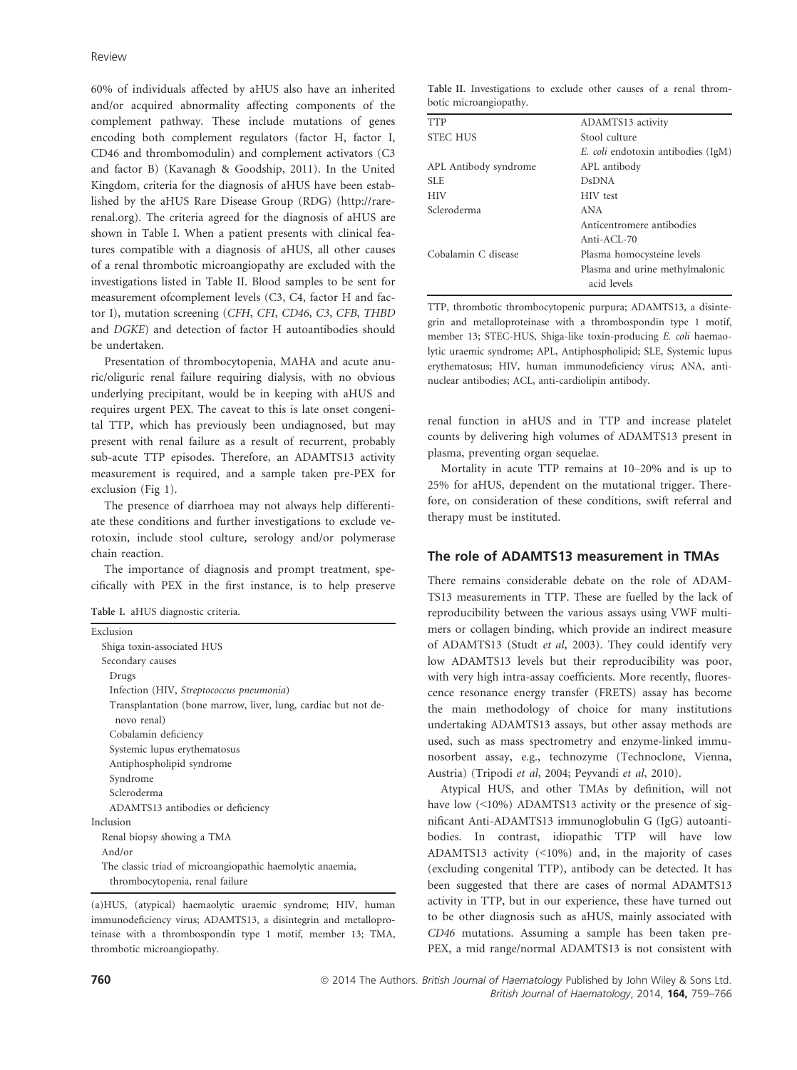60% of individuals affected by aHUS also have an inherited and/or acquired abnormality affecting components of the complement pathway. These include mutations of genes encoding both complement regulators (factor H, factor I, CD46 and thrombomodulin) and complement activators (C3 and factor B) (Kavanagh & Goodship, 2011). In the United Kingdom, criteria for the diagnosis of aHUS have been established by the aHUS Rare Disease Group (RDG) (http://rarerenal.org). The criteria agreed for the diagnosis of aHUS are shown in Table I. When a patient presents with clinical features compatible with a diagnosis of aHUS, all other causes of a renal thrombotic microangiopathy are excluded with the investigations listed in Table II. Blood samples to be sent for measurement ofcomplement levels (C3, C4, factor H and factor I), mutation screening (*CFH*, *CFI*, *CD46*, *C3*, *CFB*, *THBD* and *DGKE*) and detection of factor H autoantibodies should be undertaken.

Presentation of thrombocytopenia, MAHA and acute anuric/oliguric renal failure requiring dialysis, with no obvious underlying precipitant, would be in keeping with aHUS and requires urgent PEX. The caveat to this is late onset congenital TTP, which has previously been undiagnosed, but may present with renal failure as a result of recurrent, probably sub-acute TTP episodes. Therefore, an ADAMTS13 activity measurement is required, and a sample taken pre-PEX for exclusion (Fig 1).

The presence of diarrhoea may not always help differentiate these conditions and further investigations to exclude verotoxin, include stool culture, serology and/or polymerase chain reaction.

The importance of diagnosis and prompt treatment, specifically with PEX in the first instance, is to help preserve renal function in aHUS and in TTP and increase platelet counts by delivering high volumes of ADAMTS13 present in plasma, preventing organ sequelae.

Mortality in acute TTP remains at 10–20% and is up to 25% for aHUS, dependent on the mutational trigger. Therefore, on consideration of these conditions, swift referral and therapy must be instituted.

Table I. aHUS diagnostic criteria.

| |
|---|
| Exclusion |
| Shiga toxin-associated HUS |
| Secondary causes |
| Drugs |
| Infection (HIV, *Streptococcus pneumonia*) |
| Transplantation (bone marrow, liver, lung, cardiac but not de-novo renal) |
| Cobalamin deficiency |
| Systemic lupus erythematosus |
| Antiphospholipid syndrome |
| Syndrome |
| Scleroderma |
| ADAMTS13 antibodies or deficiency |
| Inclusion |
| Renal biopsy showing a TMA |
| And/or |
| The classic triad of microangiopathic haemolytic anaemia, thrombocytopenia, renal failure |

(a)HUS, (atypical) haemolytic uraemic syndrome; HIV, human immunodeficiency virus; ADAMTS13, a disintegrin and metalloproteinase with a thrombospondin type 1 motif, member 13; TMA, thrombotic microangiopathy.

Table II. Investigations to exclude other causes of a renal thrombotic microangiopathy.

| | |
|---|---|
| TTP | ADAMTS13 activity |
| STEC HUS | Stool culture |
| | *E. coli* endotoxin antibodies (IgM) |
| APL Antibody syndrome | APL antibody |
| SLE | DsDNA |
| HIV | HIV test |
| Scleroderma | ANA |
| | Anticentromere antibodies |
| | Anti-ACL-70 |
| Cobalamin C disease | Plasma homocysteine levels |
| | Plasma and urine methylmalonic acid levels |

TTP, thrombotic thrombocytopenic purpura; ADAMTS13, a disintegrin and metalloproteinase with a thrombospondin type 1 motif, member 13; STEC-HUS, Shiga-like toxin-producing *E. coli* haemaolytic uraemic syndrome; APL, Antiphospholipid; SLE, Systemic lupus erythematosus; HIV, human immunodeficiency virus; ANA, antinuclear antibodies; ACL, anti-cardiolipin antibody.

## The role of ADAMTS13 measurement in TMAs

There remains considerable debate on the role of ADAMTS13 measurements in TTP. These are fuelled by the lack of reproducibility between the various assays using VWF multimers or collagen binding, which provide an indirect measure of ADAMTS13 (Studt *et al*, 2003). They could identify very low ADAMTS13 levels but their reproducibility was poor, with very high intra-assay coefficients. More recently, fluorescence resonance energy transfer (FRETS) assay has become the main methodology of choice for many institutions undertaking ADAMTS13 assays, but other assay methods are used, such as mass spectrometry and enzyme-linked immunosorbent assay, e.g., technozyme (Technoclone, Vienna, Austria) (Tripodi *et al*, 2004; Peyvandi *et al*, 2010).

Atypical HUS, and other TMAs by definition, will not have low (<10%) ADAMTS13 activity or the presence of significant Anti-ADAMTS13 immunoglobulin G (IgG) autoantibodies. In contrast, idiopathic TTP will have low ADAMTS13 activity (<10%) and, in the majority of cases (excluding congenital TTP), antibody can be detected. It has been suggested that there are cases of normal ADAMTS13 activity in TTP, but in our experience, these have turned out to be other diagnosis such as aHUS, mainly associated with *CD46* mutations. Assuming a sample has been taken pre-PEX, a mid range/normal ADAMTS13 is not consistent with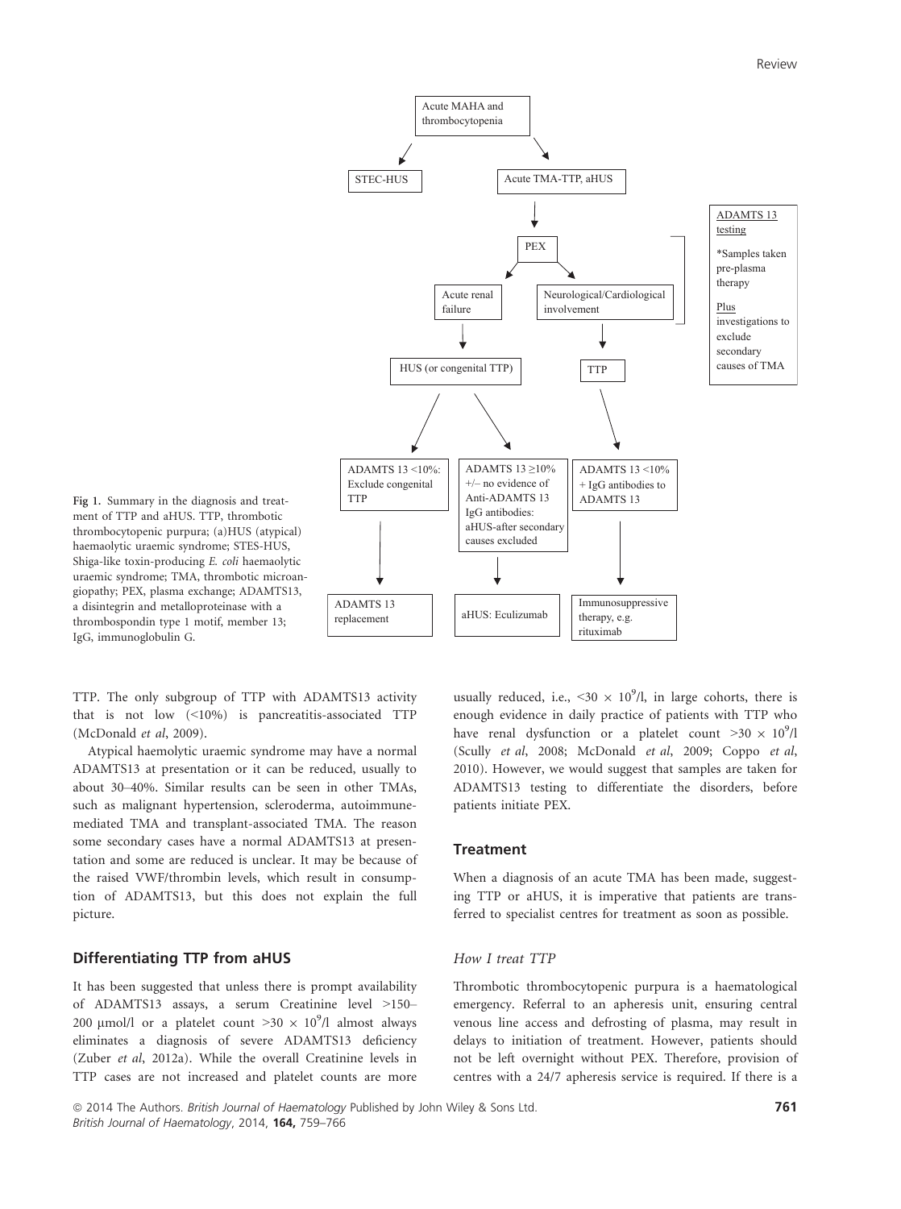Acute MAHA and thrombocytopenia

- STEC-HUS
- Acute TMA-TTP, aHUS
  - PEX
    - Acute renal failure → HUS (or congenital TTP)
      - ADAMTS 13 <10%: Exclude congenital TTP → ADAMTS 13 replacement
      - ADAMTS 13 ≥10% +/– no evidence of Anti-ADAMTS 13 IgG antibodies: aHUS-after secondary causes excluded → aHUS: Eculizumab
    - Neurological/Cardiological involvement → TTP
      - ADAMTS 13 <10% + IgG antibodies to ADAMTS 13 → Immunosuppressive therapy, e.g. rituximab

ADAMTS 13 testing

*Samples taken pre-plasma therapy

Plus investigations to exclude secondary causes of TMA

Fig 1. Summary in the diagnosis and treatment of TTP and aHUS. TTP, thrombotic thrombocytopenic purpura; (a)HUS (atypical) haemolytic uraemic syndrome; STES-HUS, Shiga-like toxin-producing *E. coli* haemolytic uraemic syndrome; TMA, thrombotic microangiopathy; PEX, plasma exchange; ADAMTS13, a disintegrin and metalloproteinase with a thrombospondin type 1 motif, member 13; IgG, immunoglobulin G.

TTP. The only subgroup of TTP with ADAMTS13 activity that is not low (<10%) is pancreatitis-associated TTP (McDonald *et al*, 2009).

Atypical haemolytic uraemic syndrome may have a normal ADAMTS13 at presentation or it can be reduced, usually to about 30–40%. Similar results can be seen in other TMAs, such as malignant hypertension, scleroderma, autoimmune-mediated TMA and transplant-associated TMA. The reason some secondary cases have a normal ADAMTS13 at presentation and some are reduced is unclear. It may be because of the raised VWF/thrombin levels, which result in consumption of ADAMTS13, but this does not explain the full picture.

## Differentiating TTP from aHUS

It has been suggested that unless there is prompt availability of ADAMTS13 assays, a serum Creatinine level >150–200 μmol/l or a platelet count $>30 \times 10^9$/l almost always eliminates a diagnosis of severe ADAMTS13 deficiency (Zuber *et al*, 2012a). While the overall Creatinine levels in TTP cases are not increased and platelet counts are more usually reduced, i.e., $<30 \times 10^9$/l, in large cohorts, there is enough evidence in daily practice of patients with TTP who have renal dysfunction or a platelet count $>30 \times 10^9$/l (Scully *et al*, 2008; McDonald *et al*, 2009; Coppo *et al*, 2010). However, we would suggest that samples are taken for ADAMTS13 testing to differentiate the disorders, before patients initiate PEX.

## Treatment

When a diagnosis of an acute TMA has been made, suggesting TTP or aHUS, it is imperative that patients are transferred to specialist centres for treatment as soon as possible.

### *How I treat TTP*

Thrombotic thrombocytopenic purpura is a haematological emergency. Referral to an apheresis unit, ensuring central venous line access and defrosting of plasma, may result in delays to initiation of treatment. However, patients should not be left overnight without PEX. Therefore, provision of centres with a 24/7 apheresis service is required. If there is a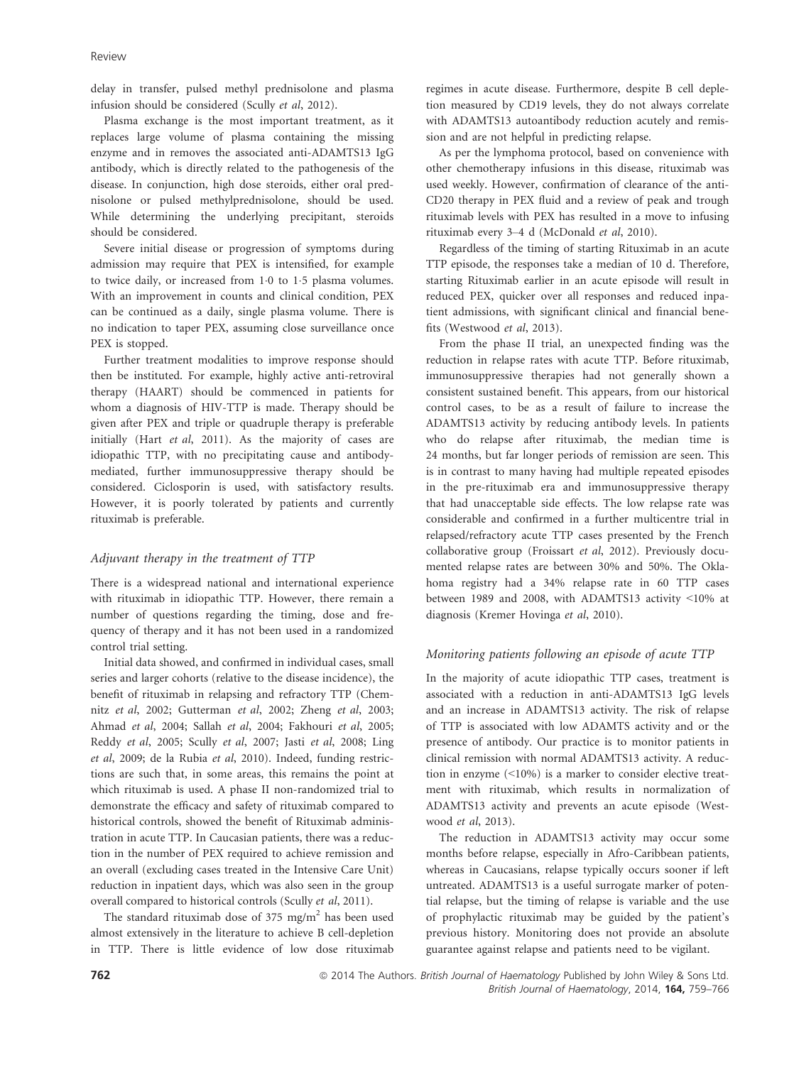delay in transfer, pulsed methyl prednisolone and plasma infusion should be considered (Scully *et al*, 2012).

Plasma exchange is the most important treatment, as it replaces large volume of plasma containing the missing enzyme and in removes the associated anti-ADAMTS13 IgG antibody, which is directly related to the pathogenesis of the disease. In conjunction, high dose steroids, either oral prednisolone or pulsed methylprednisolone, should be used. While determining the underlying precipitant, steroids should be considered.

Severe initial disease or progression of symptoms during admission may require that PEX is intensified, for example to twice daily, or increased from 1·0 to 1·5 plasma volumes. With an improvement in counts and clinical condition, PEX can be continued as a daily, single plasma volume. There is no indication to taper PEX, assuming close surveillance once PEX is stopped.

Further treatment modalities to improve response should then be instituted. For example, highly active anti-retroviral therapy (HAART) should be commenced in patients for whom a diagnosis of HIV-TTP is made. Therapy should be given after PEX and triple or quadruple therapy is preferable initially (Hart *et al*, 2011). As the majority of cases are idiopathic TTP, with no precipitating cause and antibody-mediated, further immunosuppressive therapy should be considered. Ciclosporin is used, with satisfactory results. However, it is poorly tolerated by patients and currently rituximab is preferable.

### *Adjuvant therapy in the treatment of TTP*

There is a widespread national and international experience with rituximab in idiopathic TTP. However, there remain a number of questions regarding the timing, dose and frequency of therapy and it has not been used in a randomized control trial setting.

Initial data showed, and confirmed in individual cases, small series and larger cohorts (relative to the disease incidence), the benefit of rituximab in relapsing and refractory TTP (Chemnitz *et al*, 2002; Gutterman *et al*, 2002; Zheng *et al*, 2003; Ahmad *et al*, 2004; Sallah *et al*, 2004; Fakhouri *et al*, 2005; Reddy *et al*, 2005; Scully *et al*, 2007; Jasti *et al*, 2008; Ling *et al*, 2009; de la Rubia *et al*, 2010). Indeed, funding restrictions are such that, in some areas, this remains the point at which rituximab is used. A phase II non-randomized trial to demonstrate the efficacy and safety of rituximab compared to historical controls, showed the benefit of Rituximab administration in acute TTP. In Caucasian patients, there was a reduction in the number of PEX required to achieve remission and an overall (excluding cases treated in the Intensive Care Unit) reduction in inpatient days, which was also seen in the group overall compared to historical controls (Scully *et al*, 2011).

The standard rituximab dose of 375 mg/m$^2$ has been used almost extensively in the literature to achieve B cell-depletion in TTP. There is little evidence of low dose rituximab regimes in acute disease. Furthermore, despite B cell depletion measured by CD19 levels, they do not always correlate with ADAMTS13 autoantibody reduction acutely and remission and are not helpful in predicting relapse.

As per the lymphoma protocol, based on convenience with other chemotherapy infusions in this disease, rituximab was used weekly. However, confirmation of clearance of the anti-CD20 therapy in PEX fluid and a review of peak and trough rituximab levels with PEX has resulted in a move to infusing rituximab every 3–4 d (McDonald *et al*, 2010).

Regardless of the timing of starting Rituximab in an acute TTP episode, the responses take a median of 10 d. Therefore, starting Rituximab earlier in an acute episode will result in reduced PEX, quicker over all responses and reduced inpatient admissions, with significant clinical and financial benefits (Westwood *et al*, 2013).

From the phase II trial, an unexpected finding was the reduction in relapse rates with acute TTP. Before rituximab, immunosuppressive therapies had not generally shown a consistent sustained benefit. This appears, from our historical control cases, to be as a result of failure to increase the ADAMTS13 activity by reducing antibody levels. In patients who do relapse after rituximab, the median time is 24 months, but far longer periods of remission are seen. This is in contrast to many having had multiple repeated episodes in the pre-rituximab era and immunosuppressive therapy that had unacceptable side effects. The low relapse rate was considerable and confirmed in a further multicentre trial in relapsed/refractory acute TTP cases presented by the French collaborative group (Froissart *et al*, 2012). Previously documented relapse rates are between 30% and 50%. The Oklahoma registry had a 34% relapse rate in 60 TTP cases between 1989 and 2008, with ADAMTS13 activity <10% at diagnosis (Kremer Hovinga *et al*, 2010).

### *Monitoring patients following an episode of acute TTP*

In the majority of acute idiopathic TTP cases, treatment is associated with a reduction in anti-ADAMTS13 IgG levels and an increase in ADAMTS13 activity. The risk of relapse of TTP is associated with low ADAMTS activity and or the presence of antibody. Our practice is to monitor patients in clinical remission with normal ADAMTS13 activity. A reduction in enzyme (<10%) is a marker to consider elective treatment with rituximab, which results in normalization of ADAMTS13 activity and prevents an acute episode (Westwood *et al*, 2013).

The reduction in ADAMTS13 activity may occur some months before relapse, especially in Afro-Caribbean patients, whereas in Caucasians, relapse typically occurs sooner if left untreated. ADAMTS13 is a useful surrogate marker of potential relapse, but the timing of relapse is variable and the use of prophylactic rituximab may be guided by the patient's previous history. Monitoring does not provide an absolute guarantee against relapse and patients need to be vigilant.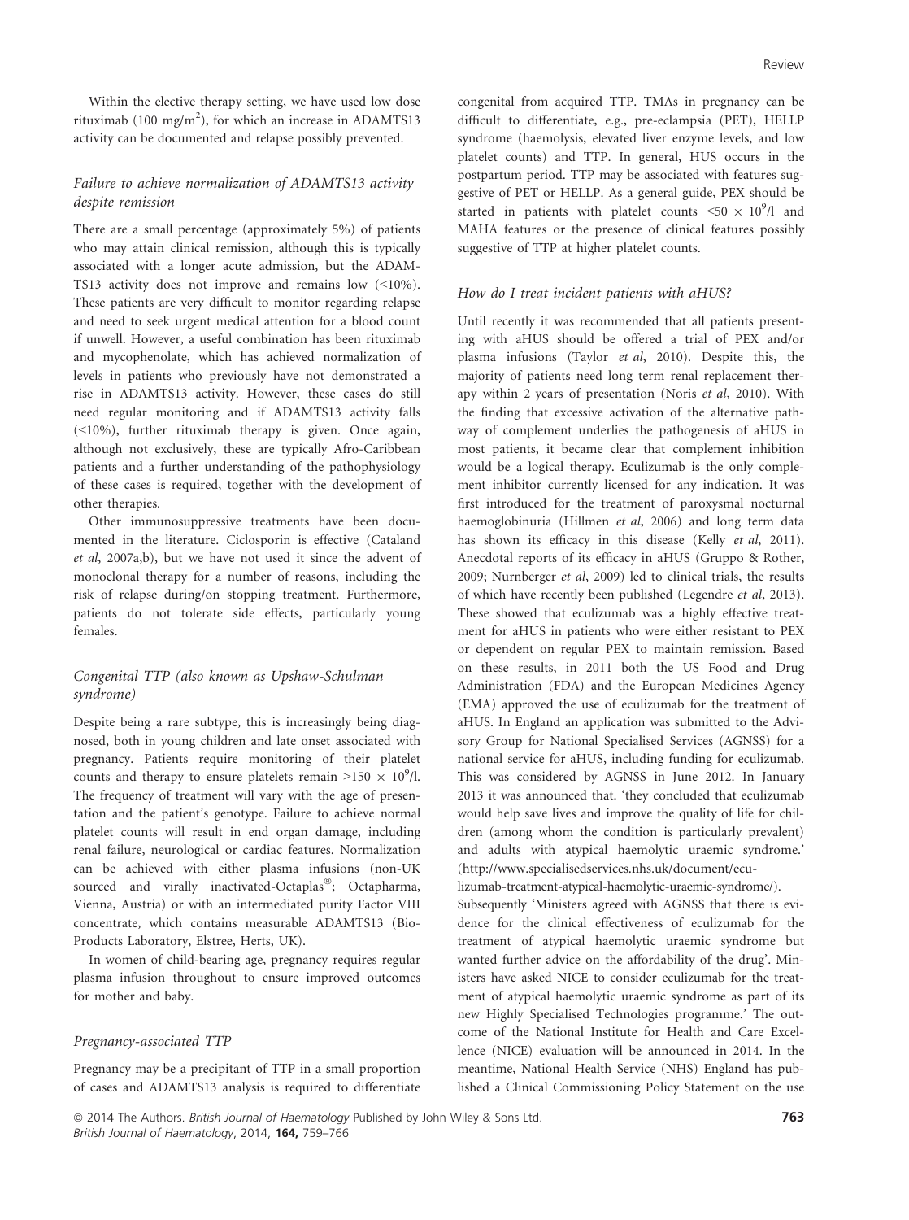Within the elective therapy setting, we have used low dose rituximab (100 mg/m$^2$), for which an increase in ADAMTS13 activity can be documented and relapse possibly prevented.

### *Failure to achieve normalization of ADAMTS13 activity despite remission*

There are a small percentage (approximately 5%) of patients who may attain clinical remission, although this is typically associated with a longer acute admission, but the ADAMTS13 activity does not improve and remains low (<10%). These patients are very difficult to monitor regarding relapse and need to seek urgent medical attention for a blood count if unwell. However, a useful combination has been rituximab and mycophenolate, which has achieved normalization of levels in patients who previously have not demonstrated a rise in ADAMTS13 activity. However, these cases do still need regular monitoring and if ADAMTS13 activity falls (<10%), further rituximab therapy is given. Once again, although not exclusively, these are typically Afro-Caribbean patients and a further understanding of the pathophysiology of these cases is required, together with the development of other therapies.

Other immunosuppressive treatments have been documented in the literature. Ciclosporin is effective (Cataland *et al*, 2007a,b), but we have not used it since the advent of monoclonal therapy for a number of reasons, including the risk of relapse during/on stopping treatment. Furthermore, patients do not tolerate side effects, particularly young females.

### *Congenital TTP (also known as Upshaw-Schulman syndrome)*

Despite being a rare subtype, this is increasingly being diagnosed, both in young children and late onset associated with pregnancy. Patients require monitoring of their platelet counts and therapy to ensure platelets remain $>150 \times 10^9$/l. The frequency of treatment will vary with the age of presentation and the patient's genotype. Failure to achieve normal platelet counts will result in end organ damage, including renal failure, neurological or cardiac features. Normalization can be achieved with either plasma infusions (non-UK sourced and virally inactivated-Octaplas®; Octapharma, Vienna, Austria) or with an intermediated purity Factor VIII concentrate, which contains measurable ADAMTS13 (Bio-Products Laboratory, Elstree, Herts, UK).

In women of child-bearing age, pregnancy requires regular plasma infusion throughout to ensure improved outcomes for mother and baby.

### *Pregnancy-associated TTP*

Pregnancy may be a precipitant of TTP in a small proportion of cases and ADAMTS13 analysis is required to differentiate congenital from acquired TTP. TMAs in pregnancy can be difficult to differentiate, e.g., pre-eclampsia (PET), HELLP syndrome (haemolysis, elevated liver enzyme levels, and low platelet counts) and TTP. In general, HUS occurs in the postpartum period. TTP may be associated with features suggestive of PET or HELLP. As a general guide, PEX should be started in patients with platelet counts $<50 \times 10^9$/l and MAHA features or the presence of clinical features possibly suggestive of TTP at higher platelet counts.

### *How do I treat incident patients with aHUS?*

Until recently it was recommended that all patients presenting with aHUS should be offered a trial of PEX and/or plasma infusions (Taylor *et al*, 2010). Despite this, the majority of patients need long term renal replacement therapy within 2 years of presentation (Noris *et al*, 2010). With the finding that excessive activation of the alternative pathway of complement underlies the pathogenesis of aHUS in most patients, it became clear that complement inhibition would be a logical therapy. Eculizumab is the only complement inhibitor currently licensed for any indication. It was first introduced for the treatment of paroxysmal nocturnal haemoglobinuria (Hillmen *et al*, 2006) and long term data has shown its efficacy in this disease (Kelly *et al*, 2011). Anecdotal reports of its efficacy in aHUS (Gruppo & Rother, 2009; Nurnberger *et al*, 2009) led to clinical trials, the results of which have recently been published (Legendre *et al*, 2013). These showed that eculizumab was a highly effective treatment for aHUS in patients who were either resistant to PEX or dependent on regular PEX to maintain remission. Based on these results, in 2011 both the US Food and Drug Administration (FDA) and the European Medicines Agency (EMA) approved the use of eculizumab for the treatment of aHUS. In England an application was submitted to the Advisory Group for National Specialised Services (AGNSS) for a national service for aHUS, including funding for eculizumab. This was considered by AGNSS in June 2012. In January 2013 it was announced that. 'they concluded that eculizumab would help save lives and improve the quality of life for children (among whom the condition is particularly prevalent) and adults with atypical haemolytic uraemic syndrome.' (http://www.specialisedservices.nhs.uk/document/eculizumab-treatment-atypical-haemolytic-uraemic-syndrome/). Subsequently 'Ministers agreed with AGNSS that there is evidence for the clinical effectiveness of eculizumab for the treatment of atypical haemolytic uraemic syndrome but wanted further advice on the affordability of the drug'. Ministers have asked NICE to consider eculizumab for the treatment of atypical haemolytic uraemic syndrome as part of its new Highly Specialised Technologies programme.' The outcome of the National Institute for Health and Care Excellence (NICE) evaluation will be announced in 2014. In the meantime, National Health Service (NHS) England has published a Clinical Commissioning Policy Statement on the use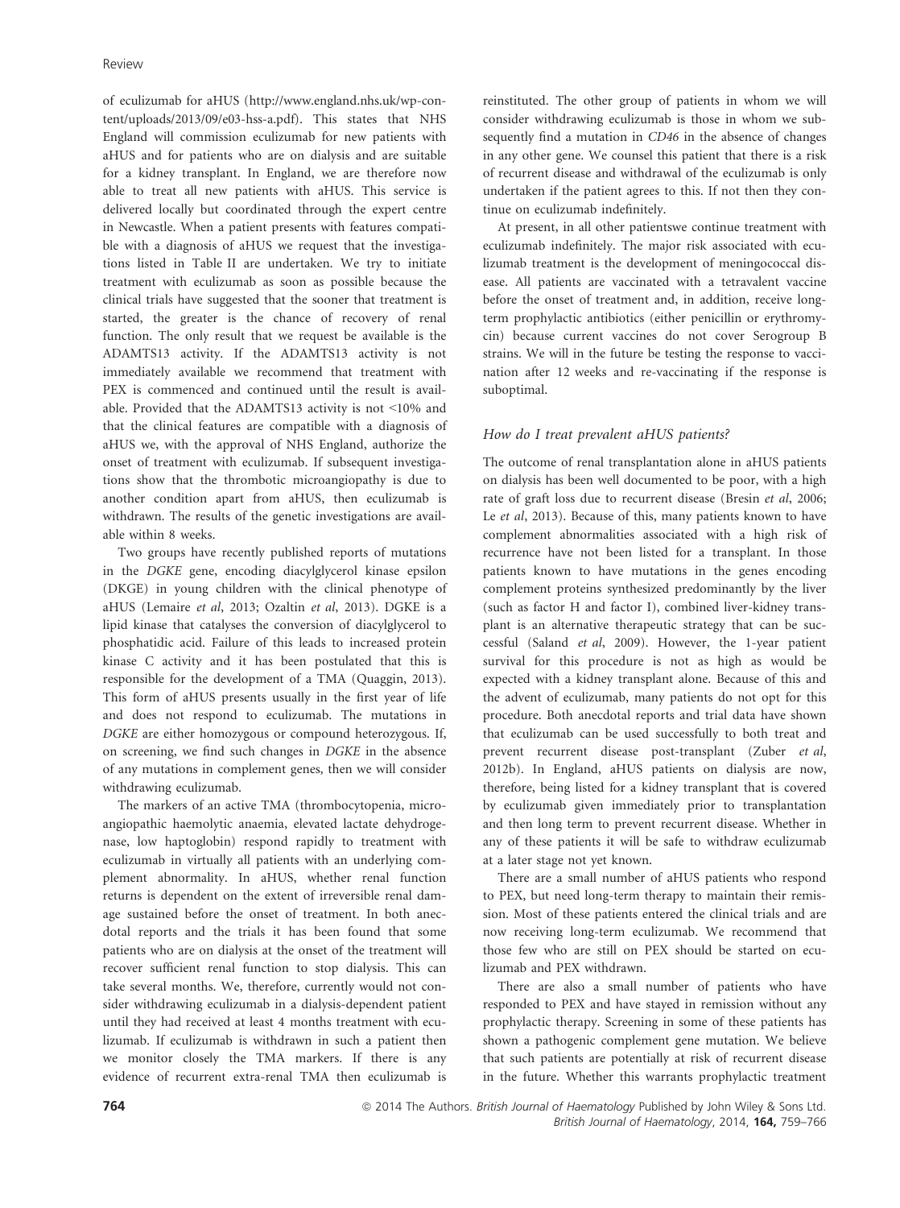of eculizumab for aHUS (http://www.england.nhs.uk/wp-content/uploads/2013/09/e03-hss-a.pdf). This states that NHS England will commission eculizumab for new patients with aHUS and for patients who are on dialysis and are suitable for a kidney transplant. In England, we are therefore now able to treat all new patients with aHUS. This service is delivered locally but coordinated through the expert centre in Newcastle. When a patient presents with features compatible with a diagnosis of aHUS we request that the investigations listed in Table II are undertaken. We try to initiate treatment with eculizumab as soon as possible because the clinical trials have suggested that the sooner that treatment is started, the greater is the chance of recovery of renal function. The only result that we request be available is the ADAMTS13 activity. If the ADAMTS13 activity is not immediately available we recommend that treatment with PEX is commenced and continued until the result is available. Provided that the ADAMTS13 activity is not <10% and that the clinical features are compatible with a diagnosis of aHUS we, with the approval of NHS England, authorize the onset of treatment with eculizumab. If subsequent investigations show that the thrombotic microangiopathy is due to another condition apart from aHUS, then eculizumab is withdrawn. The results of the genetic investigations are available within 8 weeks.

Two groups have recently published reports of mutations in the *DGKE* gene, encoding diacylglycerol kinase epsilon (DKGE) in young children with the clinical phenotype of aHUS (Lemaire *et al*, 2013; Ozaltin *et al*, 2013). DGKE is a lipid kinase that catalyses the conversion of diacylglycerol to phosphatidic acid. Failure of this leads to increased protein kinase C activity and it has been postulated that this is responsible for the development of a TMA (Quaggin, 2013). This form of aHUS presents usually in the first year of life and does not respond to eculizumab. The mutations in *DGKE* are either homozygous or compound heterozygous. If, on screening, we find such changes in *DGKE* in the absence of any mutations in complement genes, then we will consider withdrawing eculizumab.

The markers of an active TMA (thrombocytopenia, microangiopathic haemolytic anaemia, elevated lactate dehydrogenase, low haptoglobin) respond rapidly to treatment with eculizumab in virtually all patients with an underlying complement abnormality. In aHUS, whether renal function returns is dependent on the extent of irreversible renal damage sustained before the onset of treatment. In both anecdotal reports and the trials it has been found that some patients who are on dialysis at the onset of the treatment will recover sufficient renal function to stop dialysis. This can take several months. We, therefore, currently would not consider withdrawing eculizumab in a dialysis-dependent patient until they had received at least 4 months treatment with eculizumab. If eculizumab is withdrawn in such a patient then we monitor closely the TMA markers. If there is any evidence of recurrent extra-renal TMA then eculizumab is reinstituted. The other group of patients in whom we will consider withdrawing eculizumab is those in whom we subsequently find a mutation in *CD46* in the absence of changes in any other gene. We counsel this patient that there is a risk of recurrent disease and withdrawal of the eculizumab is only undertaken if the patient agrees to this. If not then they continue on eculizumab indefinitely.

At present, in all other patientswe continue treatment with eculizumab indefinitely. The major risk associated with eculizumab treatment is the development of meningococcal disease. All patients are vaccinated with a tetravalent vaccine before the onset of treatment and, in addition, receive long-term prophylactic antibiotics (either penicillin or erythromycin) because current vaccines do not cover Serogroup B strains. We will in the future be testing the response to vaccination after 12 weeks and re-vaccinating if the response is suboptimal.

### *How do I treat prevalent aHUS patients?*

The outcome of renal transplantation alone in aHUS patients on dialysis has been well documented to be poor, with a high rate of graft loss due to recurrent disease (Bresin *et al*, 2006; Le *et al*, 2013). Because of this, many patients known to have complement abnormalities associated with a high risk of recurrence have not been listed for a transplant. In those patients known to have mutations in the genes encoding complement proteins synthesized predominantly by the liver (such as factor H and factor I), combined liver-kidney transplant is an alternative therapeutic strategy that can be successful (Saland *et al*, 2009). However, the 1-year patient survival for this procedure is not as high as would be expected with a kidney transplant alone. Because of this and the advent of eculizumab, many patients do not opt for this procedure. Both anecdotal reports and trial data have shown that eculizumab can be used successfully to both treat and prevent recurrent disease post-transplant (Zuber *et al*, 2012b). In England, aHUS patients on dialysis are now, therefore, being listed for a kidney transplant that is covered by eculizumab given immediately prior to transplantation and then long term to prevent recurrent disease. Whether in any of these patients it will be safe to withdraw eculizumab at a later stage not yet known.

There are a small number of aHUS patients who respond to PEX, but need long-term therapy to maintain their remission. Most of these patients entered the clinical trials and are now receiving long-term eculizumab. We recommend that those few who are still on PEX should be started on eculizumab and PEX withdrawn.

There are also a small number of patients who have responded to PEX and have stayed in remission without any prophylactic therapy. Screening in some of these patients has shown a pathogenic complement gene mutation. We believe that such patients are potentially at risk of recurrent disease in the future. Whether this warrants prophylactic treatment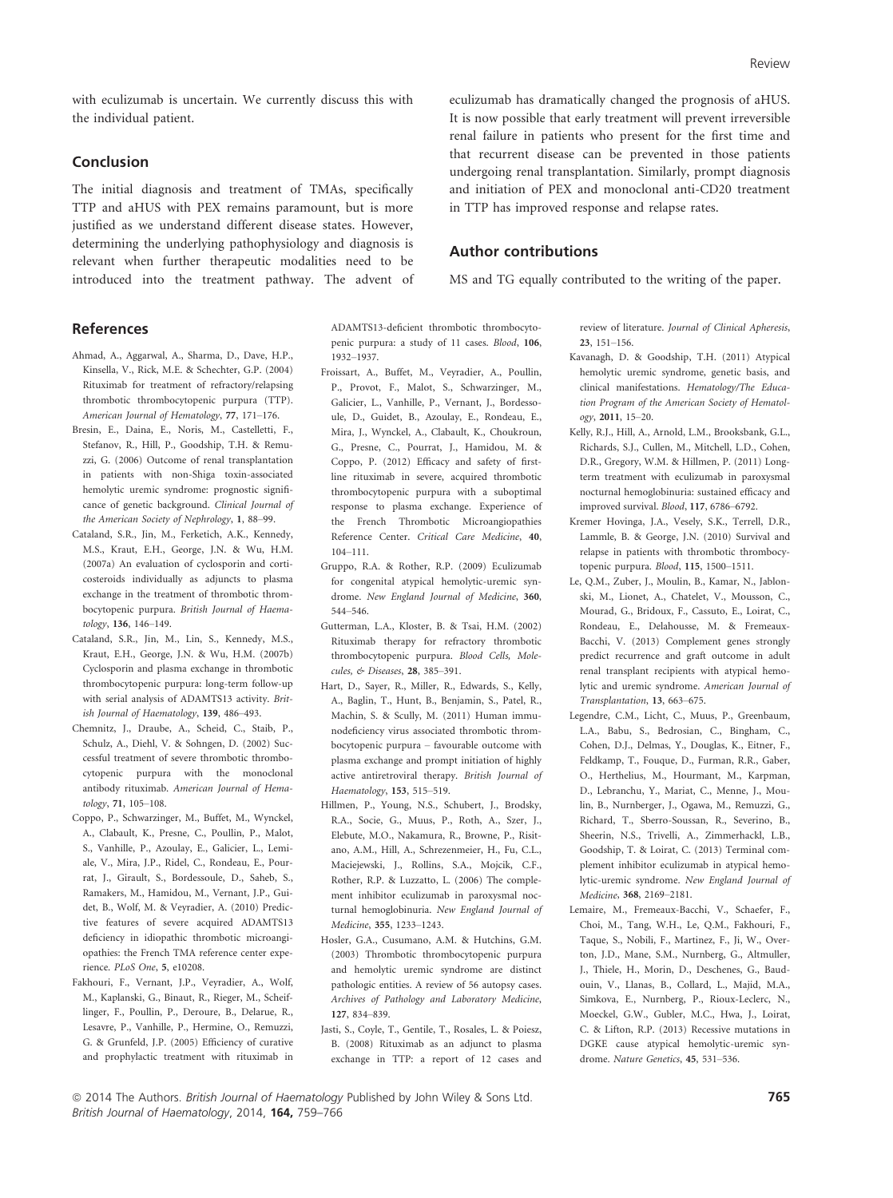with eculizumab is uncertain. We currently discuss this with the individual patient.

## Conclusion

The initial diagnosis and treatment of TMAs, specifically TTP and aHUS with PEX remains paramount, but is more justified as we understand different disease states. However, determining the underlying pathophysiology and diagnosis is relevant when further therapeutic modalities need to be introduced into the treatment pathway. The advent of eculizumab has dramatically changed the prognosis of aHUS. It is now possible that early treatment will prevent irreversible renal failure in patients who present for the first time and that recurrent disease can be prevented in those patients undergoing renal transplantation. Similarly, prompt diagnosis and initiation of PEX and monoclonal anti-CD20 treatment in TTP has improved response and relapse rates.

## Author contributions

MS and TG equally contributed to the writing of the paper.

## References

Ahmad, A., Aggarwal, A., Sharma, D., Dave, H.P., Kinsella, V., Rick, M.E. & Schechter, G.P. (2004) Rituximab for treatment of refractory/relapsing thrombotic thrombocytopenic purpura (TTP). *American Journal of Hematology*, **77**, 171–176.

Bresin, E., Daina, E., Noris, M., Castelletti, F., Stefanov, R., Hill, P., Goodship, T.H. & Remuzzi, G. (2006) Outcome of renal transplantation in patients with non-Shiga toxin-associated hemolytic uremic syndrome: prognostic significance of genetic background. *Clinical Journal of the American Society of Nephrology*, **1**, 88–99.

Cataland, S.R., Jin, M., Ferketich, A.K., Kennedy, M.S., Kraut, E.H., George, J.N. & Wu, H.M. (2007a) An evaluation of cyclosporin and corticosteroids individually as adjuncts to plasma exchange in the treatment of thrombotic thrombocytopenic purpura. *British Journal of Haematology*, **136**, 146–149.

Cataland, S.R., Jin, M., Lin, S., Kennedy, M.S., Kraut, E.H., George, J.N. & Wu, H.M. (2007b) Cyclosporin and plasma exchange in thrombotic thrombocytopenic purpura: long-term follow-up with serial analysis of ADAMTS13 activity. *British Journal of Haematology*, **139**, 486–493.

Chemnitz, J., Draube, A., Scheid, C., Staib, P., Schulz, A., Diehl, V. & Sohngen, D. (2002) Successful treatment of severe thrombotic thrombocytopenic purpura with the monoclonal antibody rituximab. *American Journal of Hematology*, **71**, 105–108.

Coppo, P., Schwarzinger, M., Buffet, M., Wynckel, A., Clabault, K., Presne, C., Poullin, P., Malot, S., Vanhille, P., Azoulay, E., Galicier, L., Lemiale, V., Mira, J.P., Ridel, C., Rondeau, E., Pourrat, J., Girault, S., Bordessoule, D., Saheb, S., Ramakers, M., Hamidou, M., Vernant, J.P., Guidet, B., Wolf, M. & Veyradier, A. (2010) Predictive features of severe acquired ADAMTS13 deficiency in idiopathic thrombotic microangiopathies: the French TMA reference center experience. *PLoS One*, **5**, e10208.

Fakhouri, F., Vernant, J.P., Veyradier, A., Wolf, M., Kaplanski, G., Binaut, R., Rieger, M., Scheiflinger, F., Poullin, P., Deroure, B., Delarue, R., Lesavre, P., Vanhille, P., Hermine, O., Remuzzi, G. & Grunfeld, J.P. (2005) Efficiency of curative and prophylactic treatment with rituximab in ADAMTS13-deficient thrombotic thrombocytopenic purpura: a study of 11 cases. *Blood*, **106**, 1932–1937.

Froissart, A., Buffet, M., Veyradier, A., Poullin, P., Provot, F., Malot, S., Schwarzinger, M., Galicier, L., Vanhille, P., Vernant, J., Bordessoule, D., Guidet, B., Azoulay, E., Rondeau, E., Mira, J., Wynckel, A., Clabault, K., Choukroun, G., Presne, C., Pourrat, J., Hamidou, M. & Coppo, P. (2012) Efficacy and safety of first-line rituximab in severe, acquired thrombotic thrombocytopenic purpura with a suboptimal response to plasma exchange. Experience of the French Thrombotic Microangiopathies Reference Center. *Critical Care Medicine*, **40**, 104–111.

Gruppo, R.A. & Rother, R.P. (2009) Eculizumab for congenital atypical hemolytic-uremic syndrome. *New England Journal of Medicine*, **360**, 544–546.

Gutterman, L.A., Kloster, B. & Tsai, H.M. (2002) Rituximab therapy for refractory thrombotic thrombocytopenic purpura. *Blood Cells, Molecules, & Diseases*, **28**, 385–391.

Hart, D., Sayer, R., Miller, R., Edwards, S., Kelly, A., Baglin, T., Hunt, B., Benjamin, S., Patel, R., Machin, S. & Scully, M. (2011) Human immunodeficiency virus associated thrombotic thrombocytopenic purpura – favourable outcome with plasma exchange and prompt initiation of highly active antiretroviral therapy. *British Journal of Haematology*, **153**, 515–519.

Hillmen, P., Young, N.S., Schubert, J., Brodsky, R.A., Socie, G., Muus, P., Roth, A., Szer, J., Elebute, M.O., Nakamura, R., Browne, P., Risitano, A.M., Hill, A., Schrezenmeier, H., Fu, C.L., Maciejewski, J., Rollins, S.A., Mojcik, C.F., Rother, R.P. & Luzzatto, L. (2006) The complement inhibitor eculizumab in paroxysmal nocturnal hemoglobinuria. *New England Journal of Medicine*, **355**, 1233–1243.

Hosler, G.A., Cusumano, A.M. & Hutchins, G.M. (2003) Thrombotic thrombocytopenic purpura and hemolytic uremic syndrome are distinct pathologic entities. A review of 56 autopsy cases. *Archives of Pathology and Laboratory Medicine*, **127**, 834–839.

Jasti, S., Coyle, T., Gentile, T., Rosales, L. & Poiesz, B. (2008) Rituximab as an adjunct to plasma exchange in TTP: a report of 12 cases and review of literature. *Journal of Clinical Apheresis*, **23**, 151–156.

Kavanagh, D. & Goodship, T.H. (2011) Atypical hemolytic uremic syndrome, genetic basis, and clinical manifestations. *Hematology/The Education Program of the American Society of Hematology*, **2011**, 15–20.

Kelly, R.J., Hill, A., Arnold, L.M., Brooksbank, G.L., Richards, S.J., Cullen, M., Mitchell, L.D., Cohen, D.R., Gregory, W.M. & Hillmen, P. (2011) Long-term treatment with eculizumab in paroxysmal nocturnal hemoglobinuria: sustained efficacy and improved survival. *Blood*, **117**, 6786–6792.

Kremer Hovinga, J.A., Vesely, S.K., Terrell, D.R., Lamme, B. & George, J.N. (2010) Survival and relapse in patients with thrombotic thrombocytopenic purpura. *Blood*, **115**, 1500–1511.

Le, Q.M., Zuber, J., Moulin, B., Kamar, N., Jablonski, M., Lionet, A., Chatelet, V., Mousson, C., Mourad, G., Bridoux, F., Cassuto, E., Loirat, C., Rondeau, E., Delahousse, M. & Fremeaux-Bacchi, V. (2013) Complement genes strongly predict recurrence and graft outcome in adult renal transplant recipients with atypical hemolytic and uremic syndrome. *American Journal of Transplantation*, **13**, 663–675.

Legendre, C.M., Licht, C., Muus, P., Greenbaum, L.A., Babu, S., Bedrosian, C., Bingham, C., Cohen, D.J., Delmas, Y., Douglas, K., Eitner, F., Feldkamp, T., Fouque, D., Furman, R.R., Gaber, O., Herthelius, M., Hourmant, M., Karpman, D., Lebranchu, Y., Mariat, C., Menne, J., Moulin, B., Nurnberger, J., Ogawa, M., Remuzzi, G., Richard, T., Sberro-Soussan, R., Severino, B., Sheerin, N.S., Trivelli, A., Zimmerhackl, L.B., Goodship, T. & Loirat, C. (2013) Terminal complement inhibitor eculizumab in atypical hemolytic-uremic syndrome. *New England Journal of Medicine*, **368**, 2169–2181.

Lemaire, M., Fremeaux-Bacchi, V., Schaefer, F., Choi, M., Tang, W.H., Le, Q.M., Fakhouri, F., Taque, S., Nobili, F., Martinez, F., Ji, W., Overton, J.D., Mane, S.M., Nurnberg, G., Altmuller, J., Thiele, H., Morin, D., Deschenes, G., Baudouin, V., Llanas, B., Collard, L., Majid, M.A., Simkova, E., Nurnberg, P., Rioux-Leclerc, N., Moeckel, G.W., Gubler, M.C., Hwa, J., Loirat, C. & Lifton, R.P. (2013) Recessive mutations in DGKE cause atypical hemolytic-uremic syndrome. *Nature Genetics*, **45**, 531–536.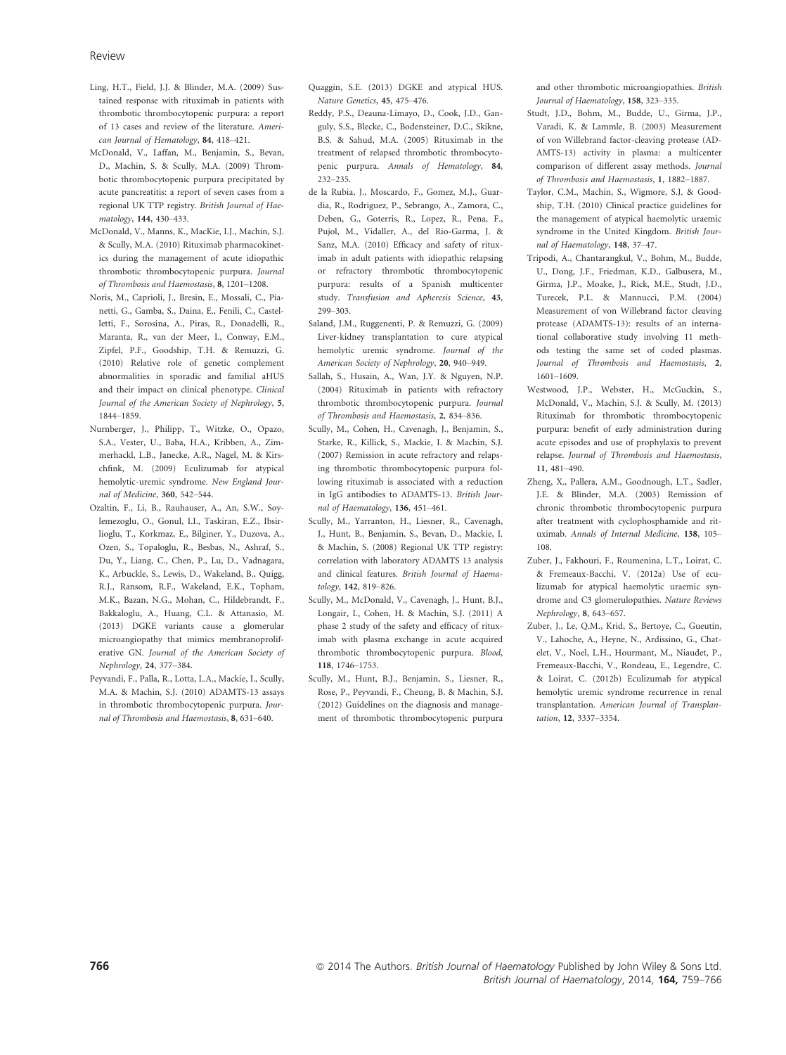Ling, H.T., Field, J.J. & Blinder, M.A. (2009) Sustained response with rituximab in patients with thrombotic thrombocytopenic purpura: a report of 13 cases and review of the literature. *American Journal of Hematology*, **84**, 418–421.

McDonald, V., Laffan, M., Benjamin, S., Bevan, D., Machin, S. & Scully, M.A. (2009) Thrombotic thrombocytopenic purpura precipitated by acute pancreatitis: a report of seven cases from a regional UK TTP registry. *British Journal of Haematology*, **144**, 430–433.

McDonald, V., Manns, K., MacKie, I.J., Machin, S.J. & Scully, M.A. (2010) Rituximab pharmacokinetics during the management of acute idiopathic thrombotic thrombocytopenic purpura. *Journal of Thrombosis and Haemostasis*, **8**, 1201–1208.

Noris, M., Caprioli, J., Bresin, E., Mossali, C., Pianetti, G., Gamba, S., Daina, E., Fenili, C., Castelletti, F., Sorosina, A., Piras, R., Donadelli, R., Maranta, R., van der Meer, I., Conway, E.M., Zipfel, P.F., Goodship, T.H. & Remuzzi, G. (2010) Relative role of genetic complement abnormalities in sporadic and familial aHUS and their impact on clinical phenotype. *Clinical Journal of the American Society of Nephrology*, **5**, 1844–1859.

Nurnberger, J., Philipp, T., Witzke, O., Opazo, S.A., Vester, U., Baba, H.A., Kribben, A., Zimmerhackl, L.B., Janecke, A.R., Nagel, M. & Kirschfink, M. (2009) Eculizumab for atypical hemolytic-uremic syndrome. *New England Journal of Medicine*, **360**, 542–544.

Ozaltin, F., Li, B., Rauhauser, A., An, S.W., Soylemezoglu, O., Gonul, I.I., Taskiran, E.Z., Ibsirlioglu, T., Korkmaz, E., Bilginer, Y., Duzova, A., Ozen, S., Topaloglu, R., Besbas, N., Ashraf, S., Du, Y., Liang, C., Chen, P., Lu, D., Vadnagara, K., Arbuckle, S., Lewis, D., Wakeland, B., Quigg, R.J., Ransom, R.F., Wakeland, E.K., Topham, M.K., Bazan, N.G., Mohan, C., Hildebrandt, F., Bakkaloglu, A., Huang, C.L. & Attanasio, M. (2013) DGKE variants cause a glomerular microangiopathy that mimics membranoproliferative GN. *Journal of the American Society of Nephrology*, **24**, 377–384.

Peyvandi, F., Palla, R., Lotta, L.A., Mackie, I., Scully, M.A. & Machin, S.J. (2010) ADAMTS-13 assays in thrombotic thrombocytopenic purpura. *Journal of Thrombosis and Haemostasis*, **8**, 631–640.

Quaggin, S.E. (2013) DGKE and atypical HUS. *Nature Genetics*, **45**, 475–476.

Reddy, P.S., Deauna-Limayo, D., Cook, J.D., Ganguly, S.S., Blecke, C., Bodensteiner, D.C., Skikne, B.S. & Sahud, M.A. (2005) Rituximab in the treatment of relapsed thrombotic thrombocytopenic purpura. *Annals of Hematology*, **84**, 232–235.

de la Rubia, J., Moscardo, F., Gomez, M.J., Guardia, R., Rodriguez, P., Sebrango, A., Zamora, C., Deben, G., Goterris, R., Lopez, R., Pena, F., Pujol, M., Vidaller, A., del Rio-Garma, J. & Sanz, M.A. (2010) Efficacy and safety of rituximab in adult patients with idiopathic relapsing or refractory thrombotic thrombocytopenic purpura: results of a Spanish multicenter study. *Transfusion and Apheresis Science*, **43**, 299–303.

Saland, J.M., Ruggenenti, P. & Remuzzi, G. (2009) Liver-kidney transplantation to cure atypical hemolytic uremic syndrome. *Journal of the American Society of Nephrology*, **20**, 940–949.

Sallah, S., Husain, A., Wan, J.Y. & Nguyen, N.P. (2004) Rituximab in patients with refractory thrombotic thrombocytopenic purpura. *Journal of Thrombosis and Haemostasis*, **2**, 834–836.

Scully, M., Cohen, H., Cavenagh, J., Benjamin, S., Starke, R., Killick, S., Mackie, I. & Machin, S.J. (2007) Remission in acute refractory and relapsing thrombotic thrombocytopenic purpura following rituximab is associated with a reduction in IgG antibodies to ADAMTS-13. *British Journal of Haematology*, **136**, 451–461.

Scully, M., Yarranton, H., Liesner, R., Cavenagh, J., Hunt, B., Benjamin, S., Bevan, D., Mackie, I. & Machin, S. (2008) Regional UK TTP registry: correlation with laboratory ADAMTS 13 analysis and clinical features. *British Journal of Haematology*, **142**, 819–826.

Scully, M., McDonald, V., Cavenagh, J., Hunt, B.J., Longair, I., Cohen, H. & Machin, S.J. (2011) A phase 2 study of the safety and efficacy of rituximab with plasma exchange in acute acquired thrombotic thrombocytopenic purpura. *Blood*, **118**, 1746–1753.

Scully, M., Hunt, B.J., Benjamin, S., Liesner, R., Rose, P., Peyvandi, F., Cheung, B. & Machin, S.J. (2012) Guidelines on the diagnosis and management of thrombotic thrombocytopenic purpura and other thrombotic microangiopathies. *British Journal of Haematology*, **158**, 323–335.

Studt, J.D., Bohm, M., Budde, U., Girma, J.P., Varadi, K. & Lammle, B. (2003) Measurement of von Willebrand factor-cleaving protease (ADAMTS-13) activity in plasma: a multicenter comparison of different assay methods. *Journal of Thrombosis and Haemostasis*, **1**, 1882–1887.

Taylor, C.M., Machin, S., Wigmore, S.J. & Goodship, T.H. (2010) Clinical practice guidelines for the management of atypical haemolytic uraemic syndrome in the United Kingdom. *British Journal of Haematology*, **148**, 37–47.

Tripodi, A., Chantarangkul, V., Bohm, M., Budde, U., Dong, J.F., Friedman, K.D., Galbusera, M., Girma, J.P., Moake, J., Rick, M.E., Studt, J.D., Turecek, P.L. & Mannucci, P.M. (2004) Measurement of von Willebrand factor cleaving protease (ADAMTS-13): results of an international collaborative study involving 11 methods testing the same set of coded plasmas. *Journal of Thrombosis and Haemostasis*, **2**, 1601–1609.

Westwood, J.P., Webster, H., McGuckin, S., McDonald, V., Machin, S.J. & Scully, M. (2013) Rituximab for thrombotic thrombocytopenic purpura: benefit of early administration during acute episodes and use of prophylaxis to prevent relapse. *Journal of Thrombosis and Haemostasis*, **11**, 481–490.

Zheng, X., Pallera, A.M., Goodnough, L.T., Sadler, J.E. & Blinder, M.A. (2003) Remission of chronic thrombotic thrombocytopenic purpura after treatment with cyclophosphamide and rituximab. *Annals of Internal Medicine*, **138**, 105–108.

Zuber, J., Fakhouri, F., Roumenina, L.T., Loirat, C. & Fremeaux-Bacchi, V. (2012a) Use of eculizumab for atypical haemolytic uraemic syndrome and C3 glomerulopathies. *Nature Reviews Nephrology*, **8**, 643–657.

Zuber, J., Le, Q.M., Krid, S., Bertoye, C., Gueutin, V., Lahoche, A., Heyne, N., Ardissino, G., Chatelet, V., Noel, L.H., Hourmant, M., Niaudet, P., Fremeaux-Bacchi, V., Rondeau, E., Legendre, C. & Loirat, C. (2012b) Eculizumab for atypical hemolytic uremic syndrome recurrence in renal transplantation. *American Journal of Transplantation*, **12**, 3337–3354.